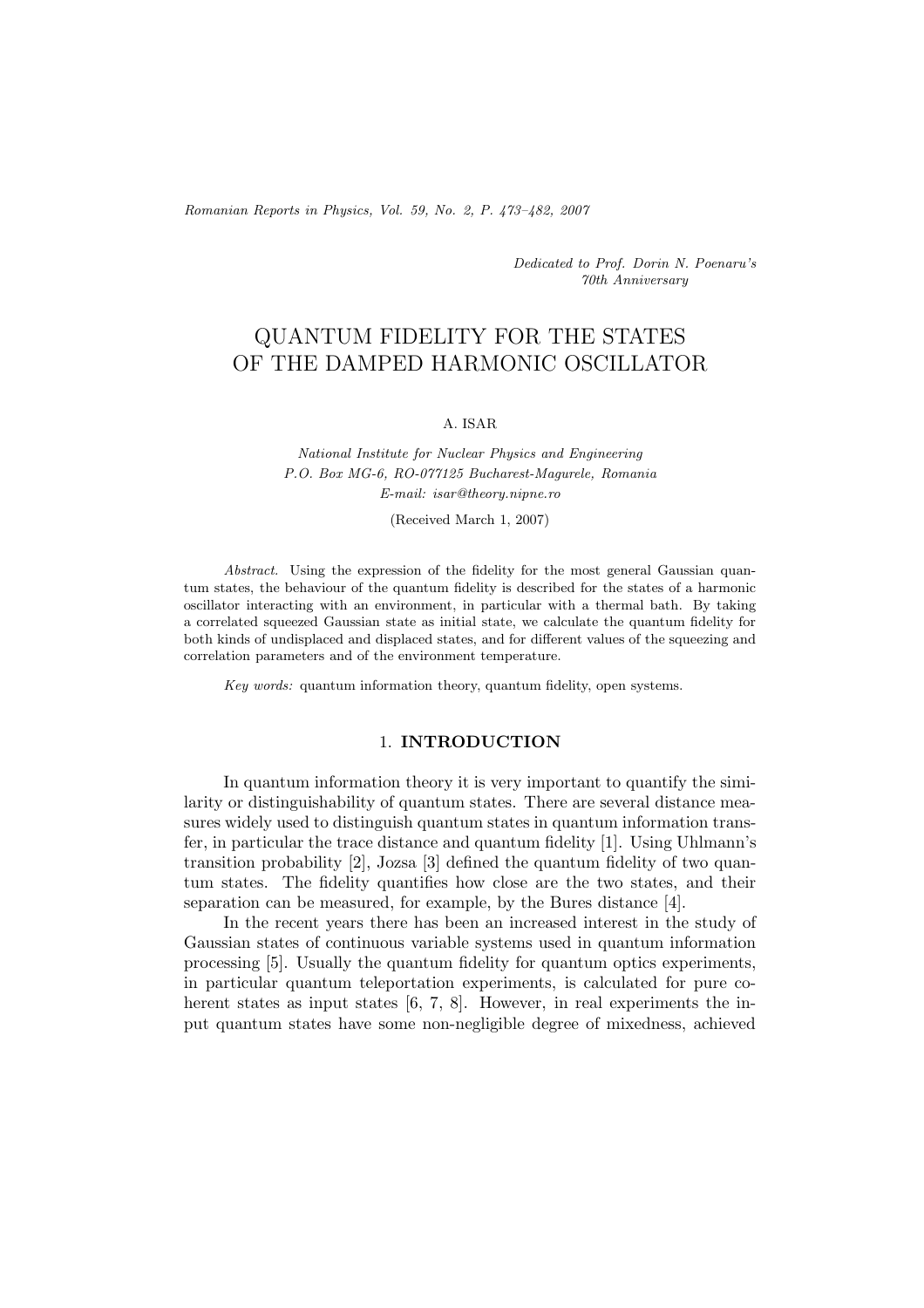*Dedicated to Prof. Dorin N. Poenaru's 70th Anniversary*

# QUANTUM FIDELITY FOR THE STATES OF THE DAMPED HARMONIC OSCILLATOR

A. ISAR

*National Institute for Nuclear Physics and Engineering*
*P.O. Box MG-6, RO-077125 Bucharest-Magurele, Romania*
*E-mail: isar@theory.nipne.ro*

(Received March 1, 2007)

*Abstract.* Using the expression of the fidelity for the most general Gaussian quantum states, the behaviour of the quantum fidelity is described for the states of a harmonic oscillator interacting with an environment, in particular with a thermal bath. By taking a correlated squeezed Gaussian state as initial state, we calculate the quantum fidelity for both kinds of undisplaced and displaced states, and for different values of the squeezing and correlation parameters and of the environment temperature.

*Key words:* quantum information theory, quantum fidelity, open systems.

## 1. INTRODUCTION

In quantum information theory it is very important to quantify the similarity or distinguishability of quantum states. There are several distance measures widely used to distinguish quantum states in quantum information transfer, in particular the trace distance and quantum fidelity [1]. Using Uhlmann's transition probability [2], Jozsa [3] defined the quantum fidelity of two quantum states. The fidelity quantifies how close are the two states, and their separation can be measured, for example, by the Bures distance [4].

In the recent years there has been an increased interest in the study of Gaussian states of continuous variable systems used in quantum information processing [5]. Usually the quantum fidelity for quantum optics experiments, in particular quantum teleportation experiments, is calculated for pure coherent states as input states [6, 7, 8]. However, in real experiments the input quantum states have some non-negligible degree of mixedness, achieved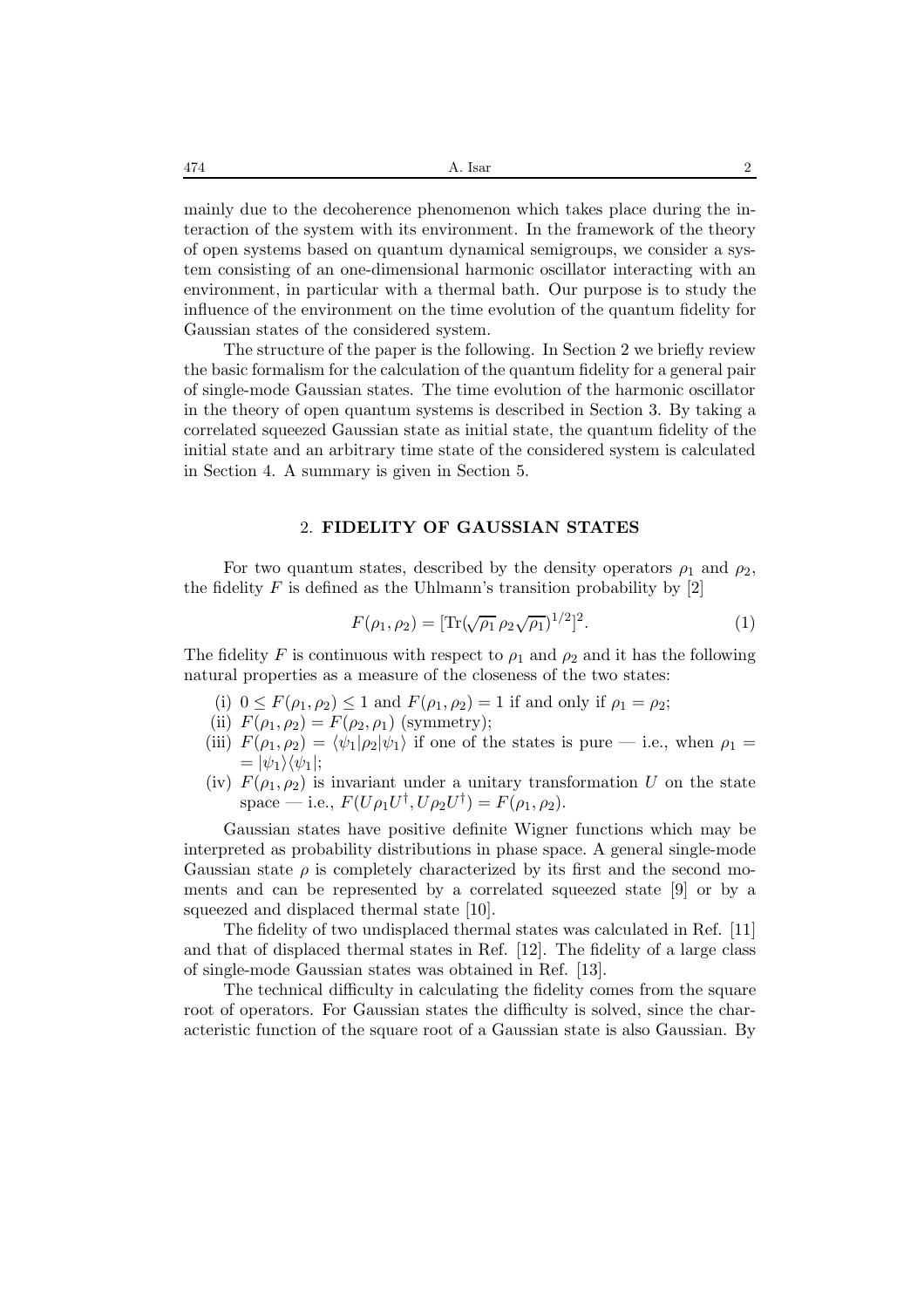mainly due to the decoherence phenomenon which takes place during the interaction of the system with its environment. In the framework of the theory of open systems based on quantum dynamical semigroups, we consider a system consisting of an one-dimensional harmonic oscillator interacting with an environment, in particular with a thermal bath. Our purpose is to study the influence of the environment on the time evolution of the quantum fidelity for Gaussian states of the considered system.

The structure of the paper is the following. In Section 2 we briefly review the basic formalism for the calculation of the quantum fidelity for a general pair of single-mode Gaussian states. The time evolution of the harmonic oscillator in the theory of open quantum systems is described in Section 3. By taking a correlated squeezed Gaussian state as initial state, the quantum fidelity of the initial state and an arbitrary time state of the considered system is calculated in Section 4. A summary is given in Section 5.

## 2. FIDELITY OF GAUSSIAN STATES

For two quantum states, described by the density operators $\rho_1$ and $\rho_2$, the fidelity $F$ is defined as the Uhlmann's transition probability by [2]

$$F(\rho_1, \rho_2) = [\mathrm{Tr}(\sqrt{\rho_1}\, \rho_2 \sqrt{\rho_1})^{1/2}]^2. \tag{1}$$

The fidelity $F$ is continuous with respect to $\rho_1$ and $\rho_2$ and it has the following natural properties as a measure of the closeness of the two states:

(i) $0 \leq F(\rho_1, \rho_2) \leq 1$ and $F(\rho_1, \rho_2) = 1$ if and only if $\rho_1 = \rho_2$;

(ii) $F(\rho_1, \rho_2) = F(\rho_2, \rho_1)$ (symmetry);

(iii) $F(\rho_1, \rho_2) = \langle \psi_1 | \rho_2 | \psi_1 \rangle$ if one of the states is pure — i.e., when $\rho_1 = |\psi_1\rangle\langle\psi_1|$;

(iv) $F(\rho_1, \rho_2)$ is invariant under a unitary transformation $U$ on the state space — i.e., $F(U\rho_1 U^\dagger, U\rho_2 U^\dagger) = F(\rho_1, \rho_2)$.

Gaussian states have positive definite Wigner functions which may be interpreted as probability distributions in phase space. A general single-mode Gaussian state $\rho$ is completely characterized by its first and the second moments and can be represented by a correlated squeezed state [9] or by a squeezed and displaced thermal state [10].

The fidelity of two undisplaced thermal states was calculated in Ref. [11] and that of displaced thermal states in Ref. [12]. The fidelity of a large class of single-mode Gaussian states was obtained in Ref. [13].

The technical difficulty in calculating the fidelity comes from the square root of operators. For Gaussian states the difficulty is solved, since the characteristic function of the square root of a Gaussian state is also Gaussian. By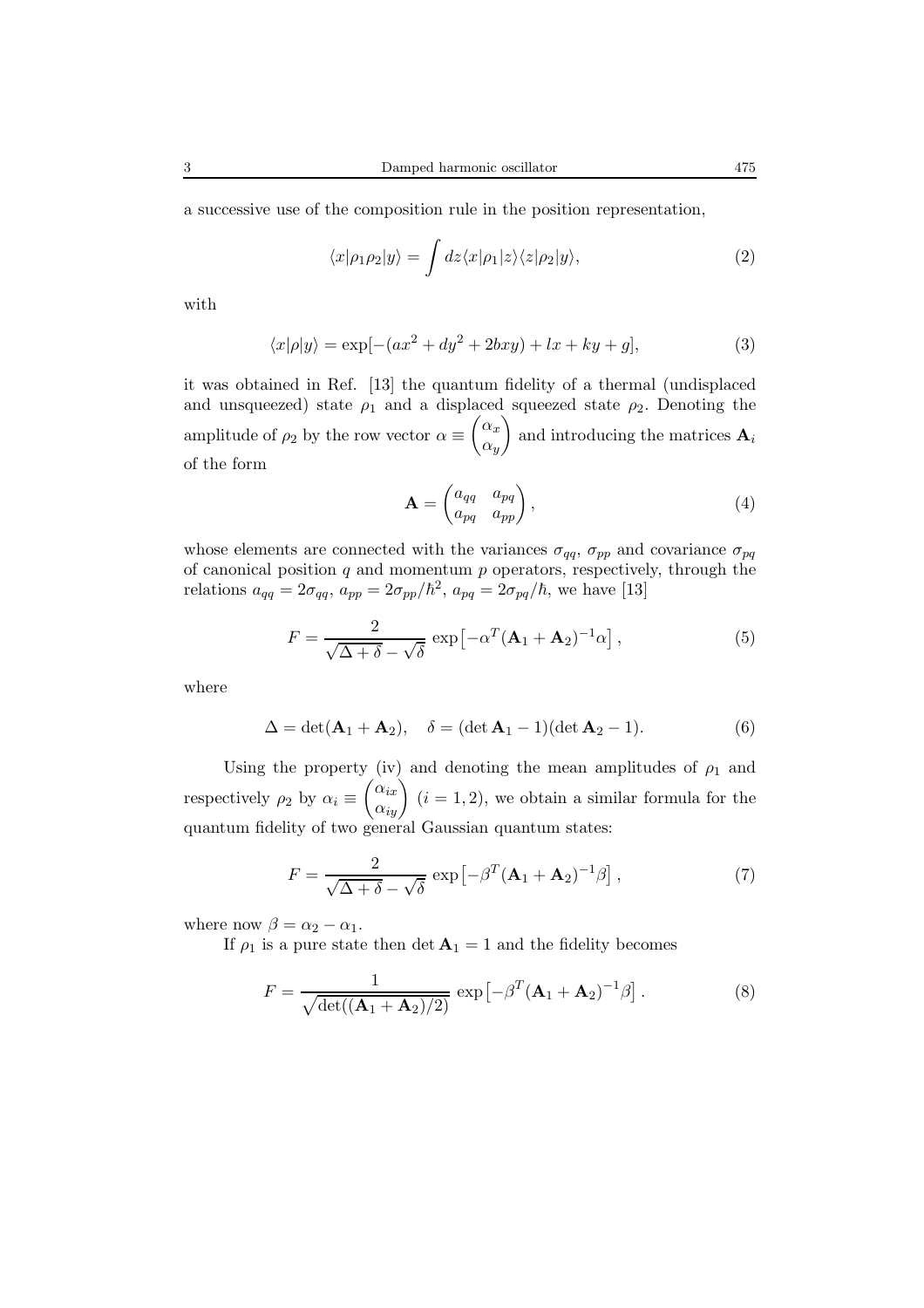a successive use of the composition rule in the position representation,

$$\langle x|\rho_1\rho_2|y\rangle = \int dz \langle x|\rho_1|z\rangle\langle z|\rho_2|y\rangle, \tag{2}$$

with

$$\langle x|\rho|y\rangle = \exp[-(ax^2 + dy^2 + 2bxy) + lx + ky + g], \tag{3}$$

it was obtained in Ref. [13] the quantum fidelity of a thermal (undisplaced and unsqueezed) state $\rho_1$ and a displaced squeezed state $\rho_2$. Denoting the amplitude of $\rho_2$ by the row vector $\alpha \equiv \begin{pmatrix} \alpha_x \\ \alpha_y \end{pmatrix}$ and introducing the matrices $\mathbf{A}_i$ of the form

$$\mathbf{A} = \begin{pmatrix} a_{qq} & a_{pq} \\ a_{pq} & a_{pp} \end{pmatrix}, \tag{4}$$

whose elements are connected with the variances $\sigma_{qq}$, $\sigma_{pp}$ and covariance $\sigma_{pq}$ of canonical position $q$ and momentum $p$ operators, respectively, through the relations $a_{qq} = 2\sigma_{qq}$, $a_{pp} = 2\sigma_{pp}/\hbar^2$, $a_{pq} = 2\sigma_{pq}/\hbar$, we have [13]

$$F = \frac{2}{\sqrt{\Delta + \delta} - \sqrt{\delta}} \exp\left[-\alpha^T(\mathbf{A}_1 + \mathbf{A}_2)^{-1}\alpha\right], \tag{5}$$

where

$$\Delta = \det(\mathbf{A}_1 + \mathbf{A}_2), \quad \delta = (\det \mathbf{A}_1 - 1)(\det \mathbf{A}_2 - 1). \tag{6}$$

Using the property (iv) and denoting the mean amplitudes of $\rho_1$ and respectively $\rho_2$ by $\alpha_i \equiv \begin{pmatrix} \alpha_{ix} \\ \alpha_{iy} \end{pmatrix}$ $(i = 1, 2)$, we obtain a similar formula for the quantum fidelity of two general Gaussian quantum states:

$$F = \frac{2}{\sqrt{\Delta + \delta} - \sqrt{\delta}} \exp\left[-\beta^T(\mathbf{A}_1 + \mathbf{A}_2)^{-1}\beta\right], \tag{7}$$

where now $\beta = \alpha_2 - \alpha_1$.

If $\rho_1$ is a pure state then $\det \mathbf{A}_1 = 1$ and the fidelity becomes

$$F = \frac{1}{\sqrt{\det((\mathbf{A}_1 + \mathbf{A}_2)/2)}} \exp\left[-\beta^T(\mathbf{A}_1 + \mathbf{A}_2)^{-1}\beta\right]. \tag{8}$$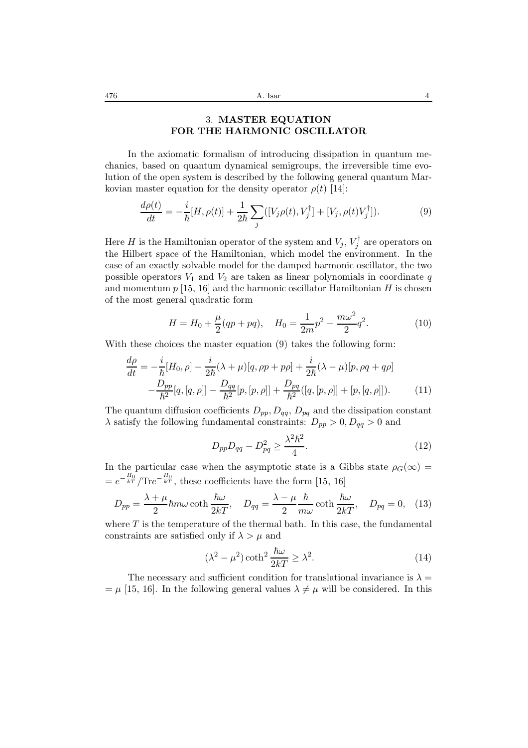## 3. MASTER EQUATION FOR THE HARMONIC OSCILLATOR

In the axiomatic formalism of introducing dissipation in quantum mechanics, based on quantum dynamical semigroups, the irreversible time evolution of the open system is described by the following general quantum Markovian master equation for the density operator $\rho(t)$ [14]:

$$\frac{d\rho(t)}{dt} = -\frac{i}{\hbar}[H, \rho(t)] + \frac{1}{2\hbar}\sum_j([V_j\rho(t), V_j^\dagger] + [V_j, \rho(t)V_j^\dagger]). \tag{9}$$

Here $H$ is the Hamiltonian operator of the system and $V_j$, $V_j^\dagger$ are operators on the Hilbert space of the Hamiltonian, which model the environment. In the case of an exactly solvable model for the damped harmonic oscillator, the two possible operators $V_1$ and $V_2$ are taken as linear polynomials in coordinate $q$ and momentum $p$ [15, 16] and the harmonic oscillator Hamiltonian $H$ is chosen of the most general quadratic form

$$H = H_0 + \frac{\mu}{2}(qp + pq), \quad H_0 = \frac{1}{2m}p^2 + \frac{m\omega^2}{2}q^2. \tag{10}$$

With these choices the master equation (9) takes the following form:

$$\frac{d\rho}{dt} = -\frac{i}{\hbar}[H_0, \rho] - \frac{i}{2\hbar}(\lambda + \mu)[q, \rho p + p\rho] + \frac{i}{2\hbar}(\lambda - \mu)[p, \rho q + q\rho]$$
$$-\frac{D_{pp}}{\hbar^2}[q, [q, \rho]] - \frac{D_{qq}}{\hbar^2}[p, [p, \rho]] + \frac{D_{pq}}{\hbar^2}([q, [p, \rho]] + [p, [q, \rho]]). \tag{11}$$

The quantum diffusion coefficients $D_{pp}, D_{qq}$, $D_{pq}$ and the dissipation constant $\lambda$ satisfy the following fundamental constraints: $D_{pp} > 0, D_{qq} > 0$ and

$$D_{pp}D_{qq} - D_{pq}^2 \geq \frac{\lambda^2\hbar^2}{4}. \tag{12}$$

In the particular case when the asymptotic state is a Gibbs state $\rho_G(\infty) = e^{-\frac{H_0}{kT}}/\mathrm{Tr}e^{-\frac{H_0}{kT}}$, these coefficients have the form [15, 16]

$$D_{pp} = \frac{\lambda + \mu}{2}\hbar m\omega \coth\frac{\hbar\omega}{2kT}, \quad D_{qq} = \frac{\lambda - \mu}{2}\frac{\hbar}{m\omega}\coth\frac{\hbar\omega}{2kT}, \quad D_{pq} = 0, \tag{13}$$

where $T$ is the temperature of the thermal bath. In this case, the fundamental constraints are satisfied only if $\lambda > \mu$ and

$$(\lambda^2 - \mu^2)\coth^2\frac{\hbar\omega}{2kT} \geq \lambda^2. \tag{14}$$

The necessary and sufficient condition for translational invariance is $\lambda = \mu$ [15, 16]. In the following general values $\lambda \neq \mu$ will be considered. In this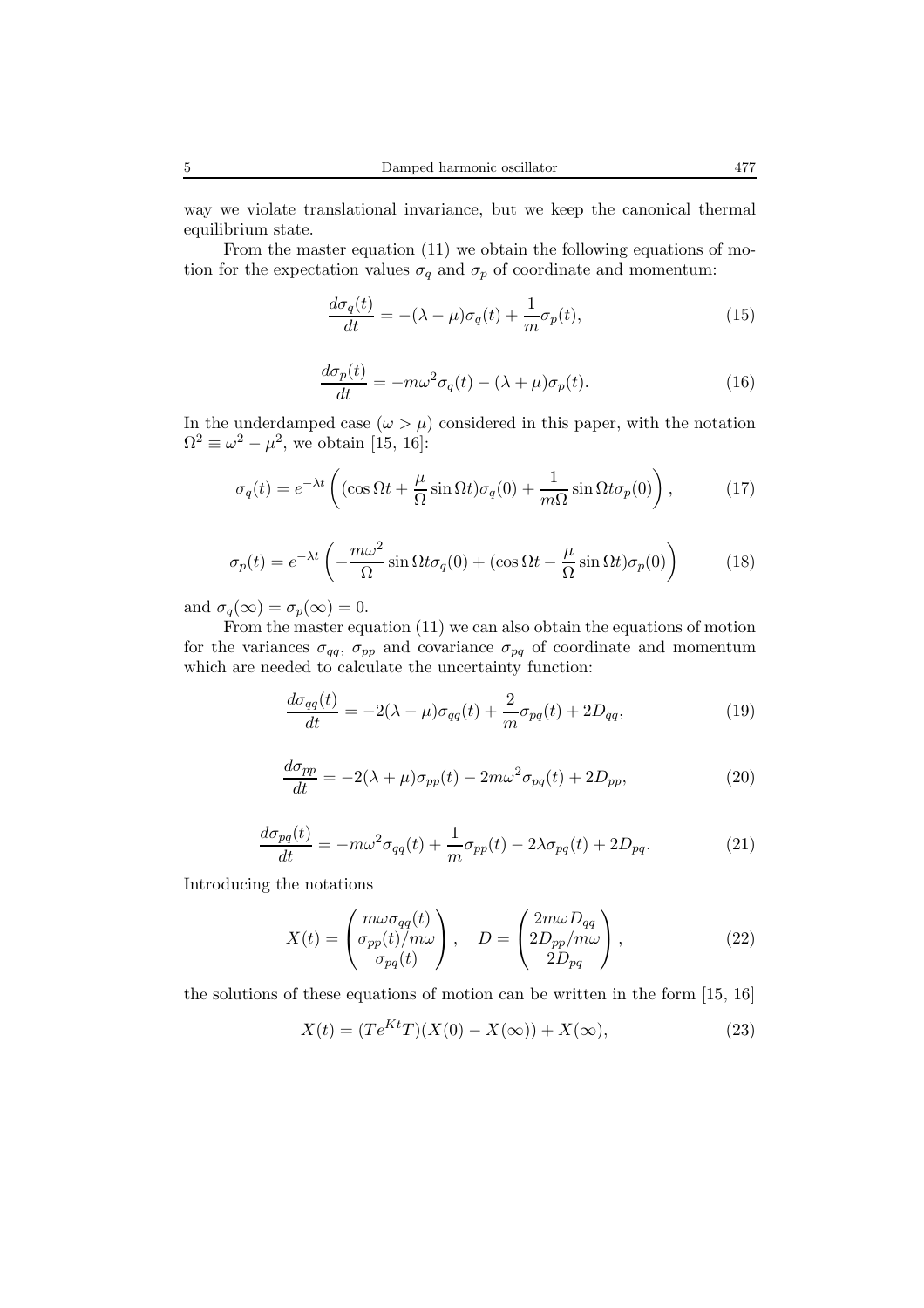way we violate translational invariance, but we keep the canonical thermal equilibrium state.

From the master equation (11) we obtain the following equations of motion for the expectation values $\sigma_q$ and $\sigma_p$ of coordinate and momentum:

$$\frac{d\sigma_q(t)}{dt} = -(\lambda - \mu)\sigma_q(t) + \frac{1}{m}\sigma_p(t), \tag{15}$$

$$\frac{d\sigma_p(t)}{dt} = -m\omega^2\sigma_q(t) - (\lambda + \mu)\sigma_p(t). \tag{16}$$

In the underdamped case ($\omega > \mu$) considered in this paper, with the notation $\Omega^2 \equiv \omega^2 - \mu^2$, we obtain [15, 16]:

$$\sigma_q(t) = e^{-\lambda t}\left((\cos\Omega t + \frac{\mu}{\Omega}\sin\Omega t)\sigma_q(0) + \frac{1}{m\Omega}\sin\Omega t\sigma_p(0)\right), \tag{17}$$

$$\sigma_p(t) = e^{-\lambda t}\left(-\frac{m\omega^2}{\Omega}\sin\Omega t\sigma_q(0) + (\cos\Omega t - \frac{\mu}{\Omega}\sin\Omega t)\sigma_p(0)\right) \tag{18}$$

and $\sigma_q(\infty) = \sigma_p(\infty) = 0$.

From the master equation (11) we can also obtain the equations of motion for the variances $\sigma_{qq}$, $\sigma_{pp}$ and covariance $\sigma_{pq}$ of coordinate and momentum which are needed to calculate the uncertainty function:

$$\frac{d\sigma_{qq}(t)}{dt} = -2(\lambda - \mu)\sigma_{qq}(t) + \frac{2}{m}\sigma_{pq}(t) + 2D_{qq}, \tag{19}$$

$$\frac{d\sigma_{pp}}{dt} = -2(\lambda + \mu)\sigma_{pp}(t) - 2m\omega^2\sigma_{pq}(t) + 2D_{pp}, \tag{20}$$

$$\frac{d\sigma_{pq}(t)}{dt} = -m\omega^2\sigma_{qq}(t) + \frac{1}{m}\sigma_{pp}(t) - 2\lambda\sigma_{pq}(t) + 2D_{pq}. \tag{21}$$

Introducing the notations

$$X(t) = \begin{pmatrix} m\omega\sigma_{qq}(t) \\ \sigma_{pp}(t)/m\omega \\ \sigma_{pq}(t) \end{pmatrix}, \quad D = \begin{pmatrix} 2m\omega D_{qq} \\ 2D_{pp}/m\omega \\ 2D_{pq} \end{pmatrix}, \tag{22}$$

the solutions of these equations of motion can be written in the form [15, 16]

$$X(t) = (Te^{Kt}T)(X(0) - X(\infty)) + X(\infty), \tag{23}$$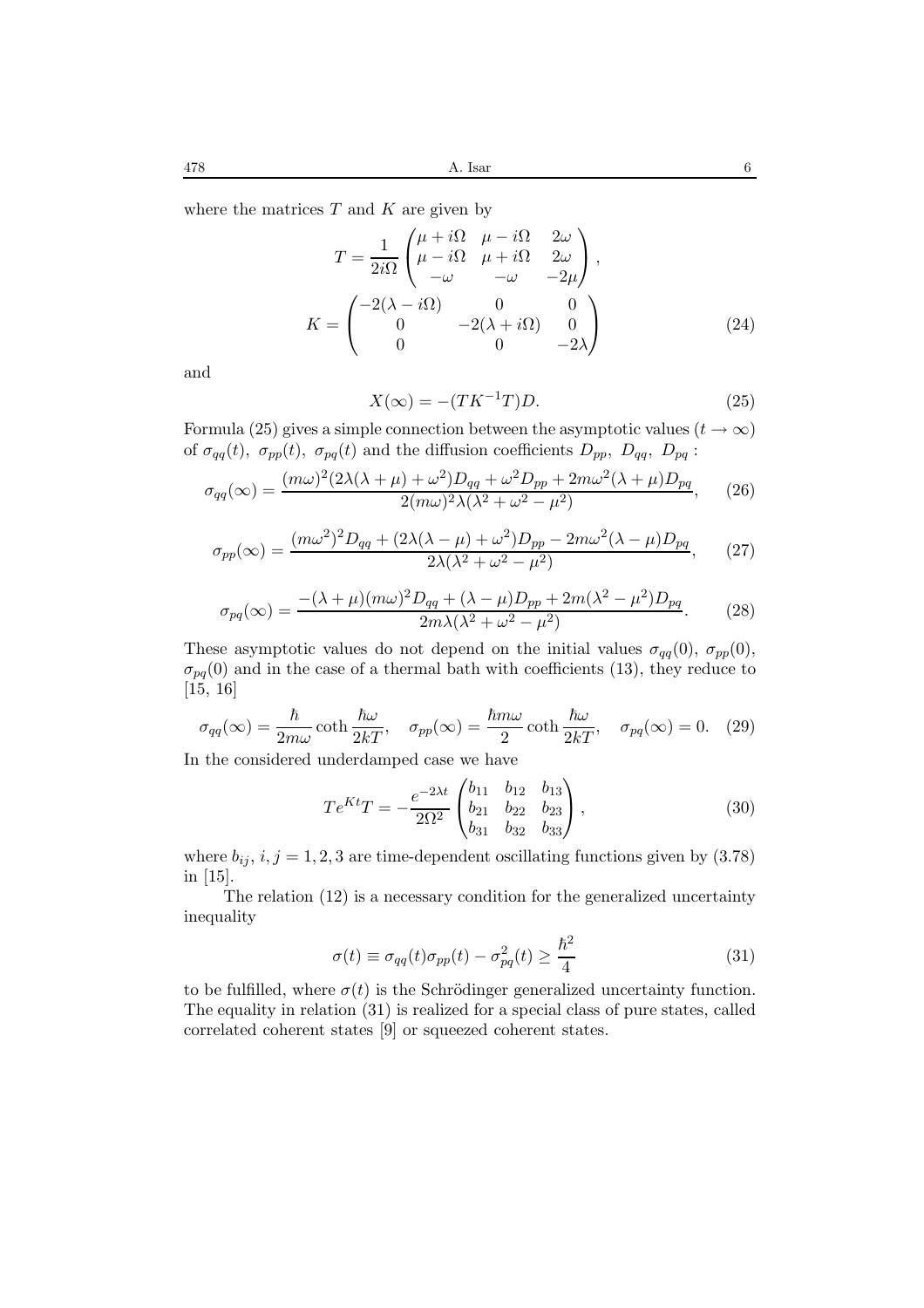where the matrices $T$ and $K$ are given by

$$T = \frac{1}{2i\Omega} \begin{pmatrix} \mu + i\Omega & \mu - i\Omega & 2\omega \\ \mu - i\Omega & \mu + i\Omega & 2\omega \\ -\omega & -\omega & -2\mu \end{pmatrix},$$

$$K = \begin{pmatrix} -2(\lambda - i\Omega) & 0 & 0 \\ 0 & -2(\lambda + i\Omega) & 0 \\ 0 & 0 & -2\lambda \end{pmatrix} \tag{24}$$

and

$$X(\infty) = -(TK^{-1}T)D. \tag{25}$$

Formula (25) gives a simple connection between the asymptotic values ($t \to \infty$) of $\sigma_{qq}(t),\ \sigma_{pp}(t),\ \sigma_{pq}(t)$ and the diffusion coefficients $D_{pp},\ D_{qq},\ D_{pq}$ :

$$\sigma_{qq}(\infty) = \frac{(m\omega)^2(2\lambda(\lambda+\mu)+\omega^2)D_{qq} + \omega^2 D_{pp} + 2m\omega^2(\lambda+\mu)D_{pq}}{2(m\omega)^2\lambda(\lambda^2+\omega^2-\mu^2)}, \tag{26}$$

$$\sigma_{pp}(\infty) = \frac{(m\omega^2)^2 D_{qq} + (2\lambda(\lambda-\mu)+\omega^2)D_{pp} - 2m\omega^2(\lambda-\mu)D_{pq}}{2\lambda(\lambda^2+\omega^2-\mu^2)}, \tag{27}$$

$$\sigma_{pq}(\infty) = \frac{-(\lambda+\mu)(m\omega)^2 D_{qq} + (\lambda-\mu)D_{pp} + 2m(\lambda^2-\mu^2)D_{pq}}{2m\lambda(\lambda^2+\omega^2-\mu^2)}. \tag{28}$$

These asymptotic values do not depend on the initial values $\sigma_{qq}(0),\ \sigma_{pp}(0),\ \sigma_{pq}(0)$ and in the case of a thermal bath with coefficients (13), they reduce to [15, 16]

$$\sigma_{qq}(\infty) = \frac{\hbar}{2m\omega}\coth\frac{\hbar\omega}{2kT}, \quad \sigma_{pp}(\infty) = \frac{\hbar m\omega}{2}\coth\frac{\hbar\omega}{2kT}, \quad \sigma_{pq}(\infty) = 0. \tag{29}$$

In the considered underdamped case we have

$$Te^{Kt}T = -\frac{e^{-2\lambda t}}{2\Omega^2} \begin{pmatrix} b_{11} & b_{12} & b_{13} \\ b_{21} & b_{22} & b_{23} \\ b_{31} & b_{32} & b_{33} \end{pmatrix}, \tag{30}$$

where $b_{ij},\ i,j = 1,2,3$ are time-dependent oscillating functions given by (3.78) in [15].

The relation (12) is a necessary condition for the generalized uncertainty inequality

$$\sigma(t) \equiv \sigma_{qq}(t)\sigma_{pp}(t) - \sigma_{pq}^2(t) \geq \frac{\hbar^2}{4} \tag{31}$$

to be fulfilled, where $\sigma(t)$ is the Schrödinger generalized uncertainty function. The equality in relation (31) is realized for a special class of pure states, called correlated coherent states [9] or squeezed coherent states.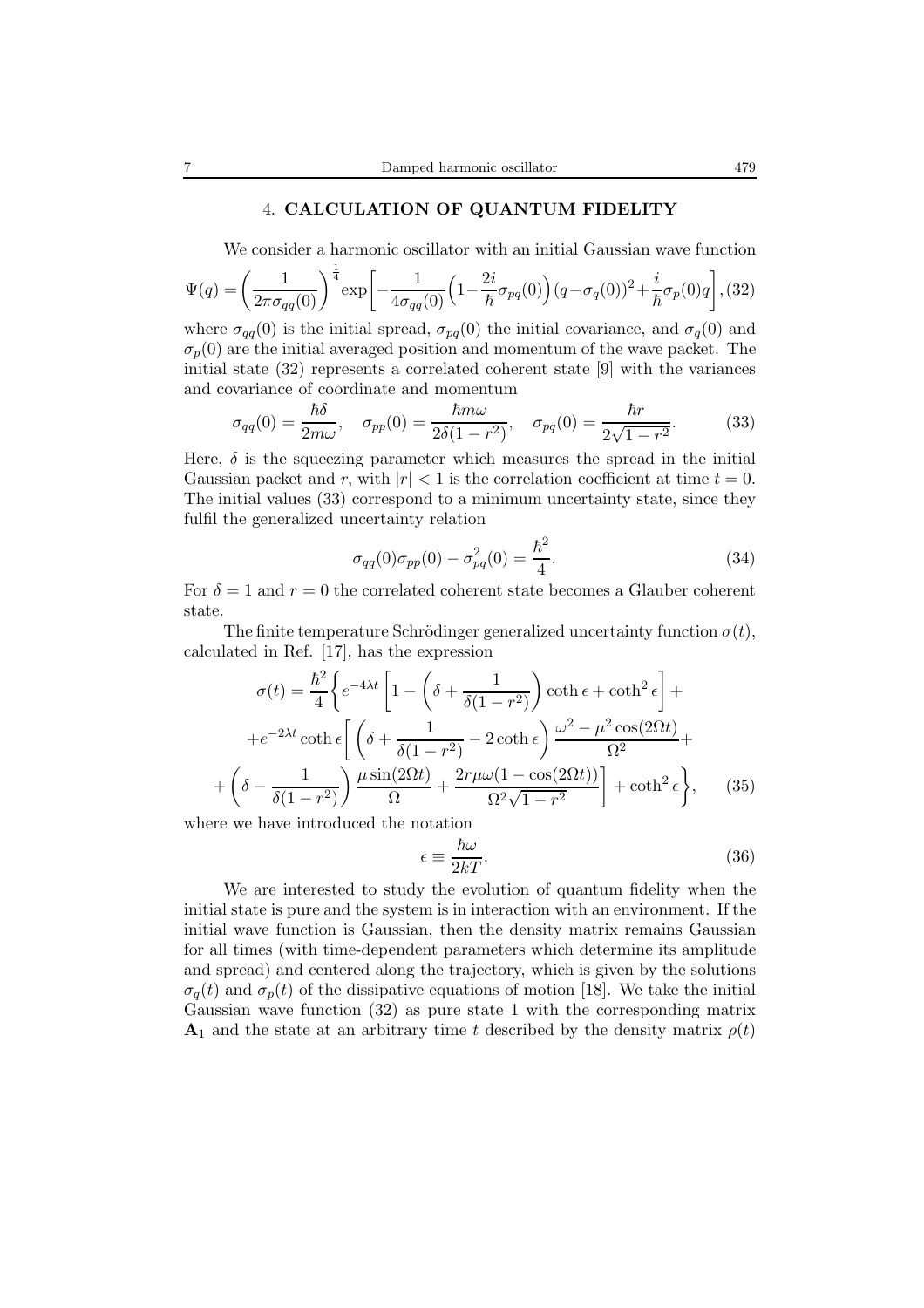## 4. CALCULATION OF QUANTUM FIDELITY

We consider a harmonic oscillator with an initial Gaussian wave function

$$\Psi(q) = \left(\frac{1}{2\pi\sigma_{qq}(0)}\right)^{\frac{1}{4}} \exp\left[-\frac{1}{4\sigma_{qq}(0)}\left(1-\frac{2i}{\hbar}\sigma_{pq}(0)\right)(q-\sigma_q(0))^2+\frac{i}{\hbar}\sigma_p(0)q\right], \quad (32)$$

where $\sigma_{qq}(0)$ is the initial spread, $\sigma_{pq}(0)$ the initial covariance, and $\sigma_q(0)$ and $\sigma_p(0)$ are the initial averaged position and momentum of the wave packet. The initial state (32) represents a correlated coherent state [9] with the variances and covariance of coordinate and momentum

$$\sigma_{qq}(0) = \frac{\hbar\delta}{2m\omega}, \quad \sigma_{pp}(0) = \frac{\hbar m\omega}{2\delta(1-r^2)}, \quad \sigma_{pq}(0) = \frac{\hbar r}{2\sqrt{1-r^2}}. \quad (33)$$

Here, $\delta$ is the squeezing parameter which measures the spread in the initial Gaussian packet and $r$, with $|r| < 1$ is the correlation coefficient at time $t = 0$. The initial values (33) correspond to a minimum uncertainty state, since they fulfil the generalized uncertainty relation

$$\sigma_{qq}(0)\sigma_{pp}(0) - \sigma_{pq}^2(0) = \frac{\hbar^2}{4}. \quad (34)$$

For $\delta = 1$ and $r = 0$ the correlated coherent state becomes a Glauber coherent state.

The finite temperature Schrödinger generalized uncertainty function $\sigma(t)$, calculated in Ref. [17], has the expression

$$\sigma(t) = \frac{\hbar^2}{4}\Bigg\{e^{-4\lambda t}\left[1-\left(\delta+\frac{1}{\delta(1-r^2)}\right)\coth\epsilon+\coth^2\epsilon\right]+$$
$$+e^{-2\lambda t}\coth\epsilon\Bigg[\left(\delta+\frac{1}{\delta(1-r^2)}-2\coth\epsilon\right)\frac{\omega^2-\mu^2\cos(2\Omega t)}{\Omega^2}+$$
$$+\left(\delta-\frac{1}{\delta(1-r^2)}\right)\frac{\mu\sin(2\Omega t)}{\Omega}+\frac{2r\mu\omega(1-\cos(2\Omega t))}{\Omega^2\sqrt{1-r^2}}\Bigg]+\coth^2\epsilon\Bigg\}, \quad (35)$$

where we have introduced the notation

$$\epsilon \equiv \frac{\hbar\omega}{2kT}. \quad (36)$$

We are interested to study the evolution of quantum fidelity when the initial state is pure and the system is in interaction with an environment. If the initial wave function is Gaussian, then the density matrix remains Gaussian for all times (with time-dependent parameters which determine its amplitude and spread) and centered along the trajectory, which is given by the solutions $\sigma_q(t)$ and $\sigma_p(t)$ of the dissipative equations of motion [18]. We take the initial Gaussian wave function (32) as pure state 1 with the corresponding matrix $\mathbf{A}_1$ and the state at an arbitrary time $t$ described by the density matrix $\rho(t)$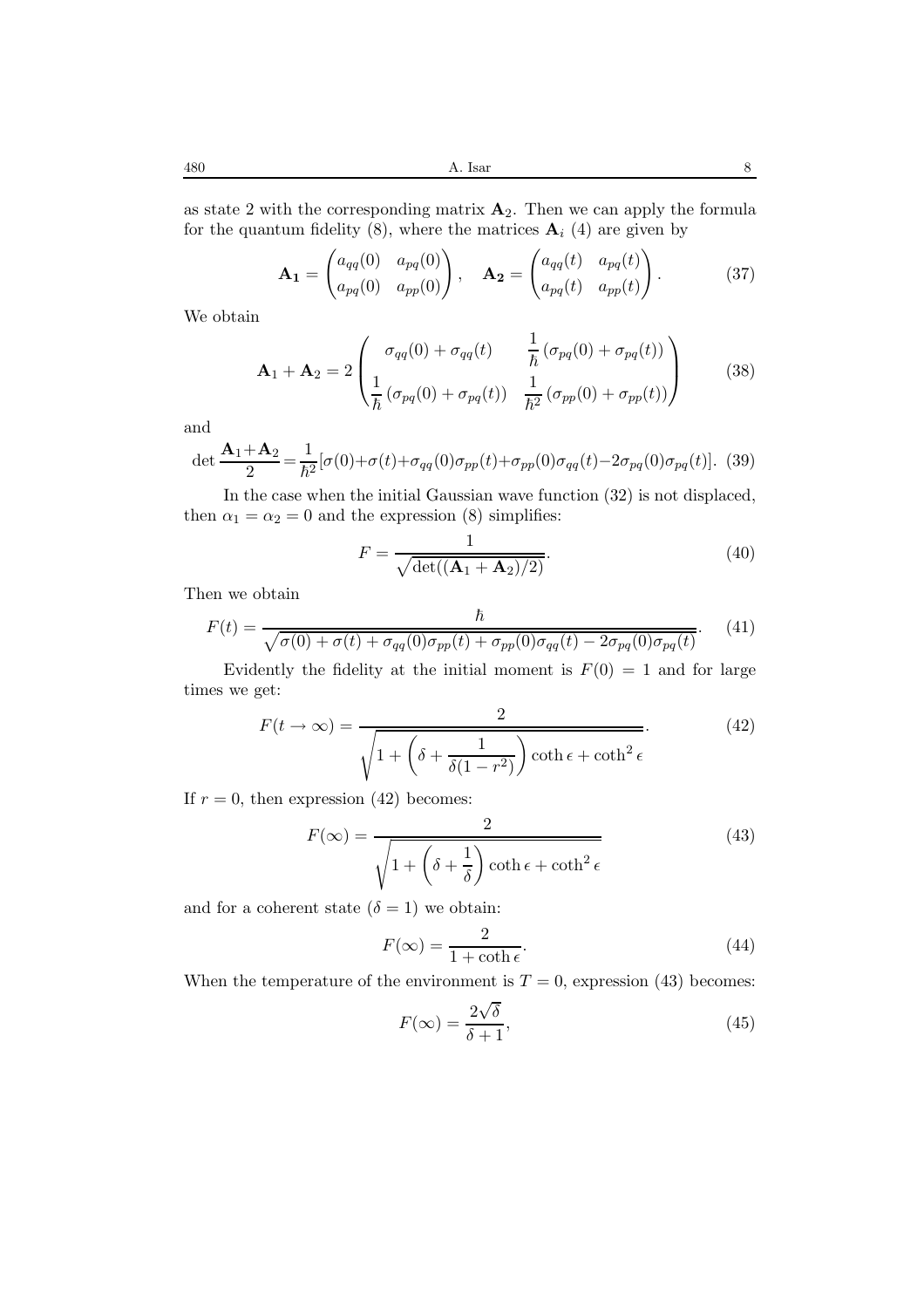as state 2 with the corresponding matrix $\mathbf{A}_2$. Then we can apply the formula for the quantum fidelity (8), where the matrices $\mathbf{A}_i$ (4) are given by

$$\mathbf{A_1} = \begin{pmatrix} a_{qq}(0) & a_{pq}(0) \\ a_{pq}(0) & a_{pp}(0) \end{pmatrix}, \quad \mathbf{A_2} = \begin{pmatrix} a_{qq}(t) & a_{pq}(t) \\ a_{pq}(t) & a_{pp}(t) \end{pmatrix}. \tag{37}$$

We obtain

$$\mathbf{A}_1 + \mathbf{A}_2 = 2 \begin{pmatrix} \sigma_{qq}(0) + \sigma_{qq}(t) & \dfrac{1}{\hbar}\left(\sigma_{pq}(0) + \sigma_{pq}(t)\right) \\ \dfrac{1}{\hbar}\left(\sigma_{pq}(0) + \sigma_{pq}(t)\right) & \dfrac{1}{\hbar^2}\left(\sigma_{pp}(0) + \sigma_{pp}(t)\right) \end{pmatrix} \tag{38}$$

and

$$\det \frac{\mathbf{A}_1 + \mathbf{A}_2}{2} = \frac{1}{\hbar^2}[\sigma(0) + \sigma(t) + \sigma_{qq}(0)\sigma_{pp}(t) + \sigma_{pp}(0)\sigma_{qq}(t) - 2\sigma_{pq}(0)\sigma_{pq}(t)]. \tag{39}$$

In the case when the initial Gaussian wave function (32) is not displaced, then $\alpha_1 = \alpha_2 = 0$ and the expression (8) simplifies:

$$F = \frac{1}{\sqrt{\det((\mathbf{A}_1 + \mathbf{A}_2)/2)}}. \tag{40}$$

Then we obtain

$$F(t) = \frac{\hbar}{\sqrt{\sigma(0) + \sigma(t) + \sigma_{qq}(0)\sigma_{pp}(t) + \sigma_{pp}(0)\sigma_{qq}(t) - 2\sigma_{pq}(0)\sigma_{pq}(t)}}. \tag{41}$$

Evidently the fidelity at the initial moment is $F(0) = 1$ and for large times we get:

$$F(t \to \infty) = \frac{2}{\sqrt{1 + \left(\delta + \dfrac{1}{\delta(1 - r^2)}\right)\coth\epsilon + \coth^2\epsilon}}. \tag{42}$$

If $r = 0$, then expression (42) becomes:

$$F(\infty) = \frac{2}{\sqrt{1 + \left(\delta + \dfrac{1}{\delta}\right)\coth\epsilon + \coth^2\epsilon}} \tag{43}$$

and for a coherent state ($\delta = 1$) we obtain:

$$F(\infty) = \frac{2}{1 + \coth\epsilon}. \tag{44}$$

When the temperature of the environment is $T = 0$, expression (43) becomes:

$$F(\infty) = \frac{2\sqrt{\delta}}{\delta + 1}, \tag{45}$$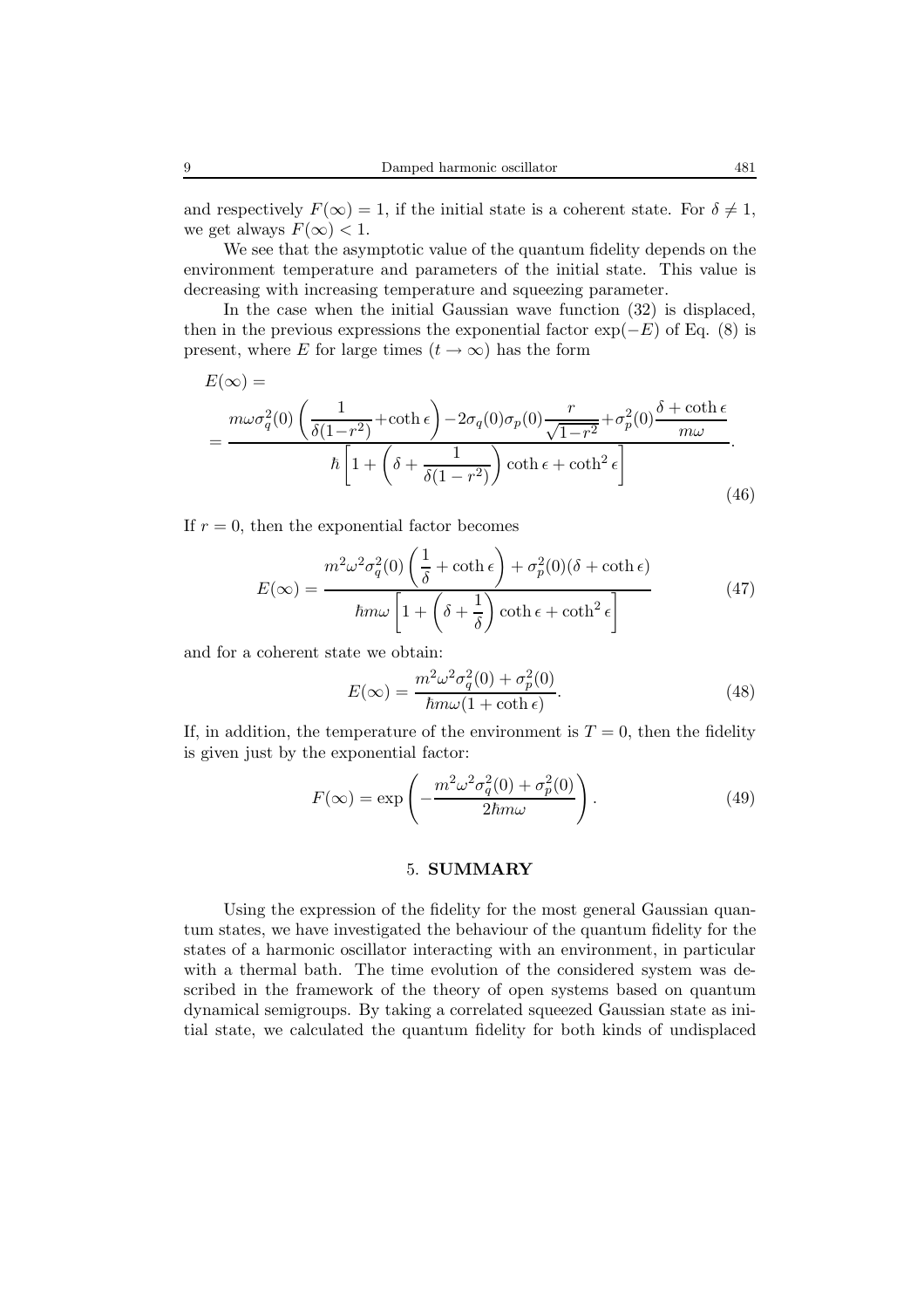and respectively $F(\infty) = 1$, if the initial state is a coherent state. For $\delta \neq 1$, we get always $F(\infty) < 1$.

We see that the asymptotic value of the quantum fidelity depends on the environment temperature and parameters of the initial state. This value is decreasing with increasing temperature and squeezing parameter.

In the case when the initial Gaussian wave function (32) is displaced, then in the previous expressions the exponential factor $\exp(-E)$ of Eq. (8) is present, where $E$ for large times ($t \to \infty$) has the form

$$E(\infty) = \\ = \frac{m\omega\sigma_q^2(0)\left(\dfrac{1}{\delta(1-r^2)}+\coth\epsilon\right)-2\sigma_q(0)\sigma_p(0)\dfrac{r}{\sqrt{1-r^2}}+\sigma_p^2(0)\dfrac{\delta+\coth\epsilon}{m\omega}}{\hbar\left[1+\left(\delta+\dfrac{1}{\delta(1-r^2)}\right)\coth\epsilon+\coth^2\epsilon\right]}. \tag{46}$$

If $r = 0$, then the exponential factor becomes

$$E(\infty) = \frac{m^2\omega^2\sigma_q^2(0)\left(\dfrac{1}{\delta}+\coth\epsilon\right)+\sigma_p^2(0)(\delta+\coth\epsilon)}{\hbar m\omega\left[1+\left(\delta+\dfrac{1}{\delta}\right)\coth\epsilon+\coth^2\epsilon\right]} \tag{47}$$

and for a coherent state we obtain:

$$E(\infty) = \frac{m^2\omega^2\sigma_q^2(0)+\sigma_p^2(0)}{\hbar m\omega(1+\coth\epsilon)}. \tag{48}$$

If, in addition, the temperature of the environment is $T = 0$, then the fidelity is given just by the exponential factor:

$$F(\infty) = \exp\left(-\frac{m^2\omega^2\sigma_q^2(0)+\sigma_p^2(0)}{2\hbar m\omega}\right). \tag{49}$$

## 5. SUMMARY

Using the expression of the fidelity for the most general Gaussian quantum states, we have investigated the behaviour of the quantum fidelity for the states of a harmonic oscillator interacting with an environment, in particular with a thermal bath. The time evolution of the considered system was described in the framework of the theory of open systems based on quantum dynamical semigroups. By taking a correlated squeezed Gaussian state as initial state, we calculated the quantum fidelity for both kinds of undisplaced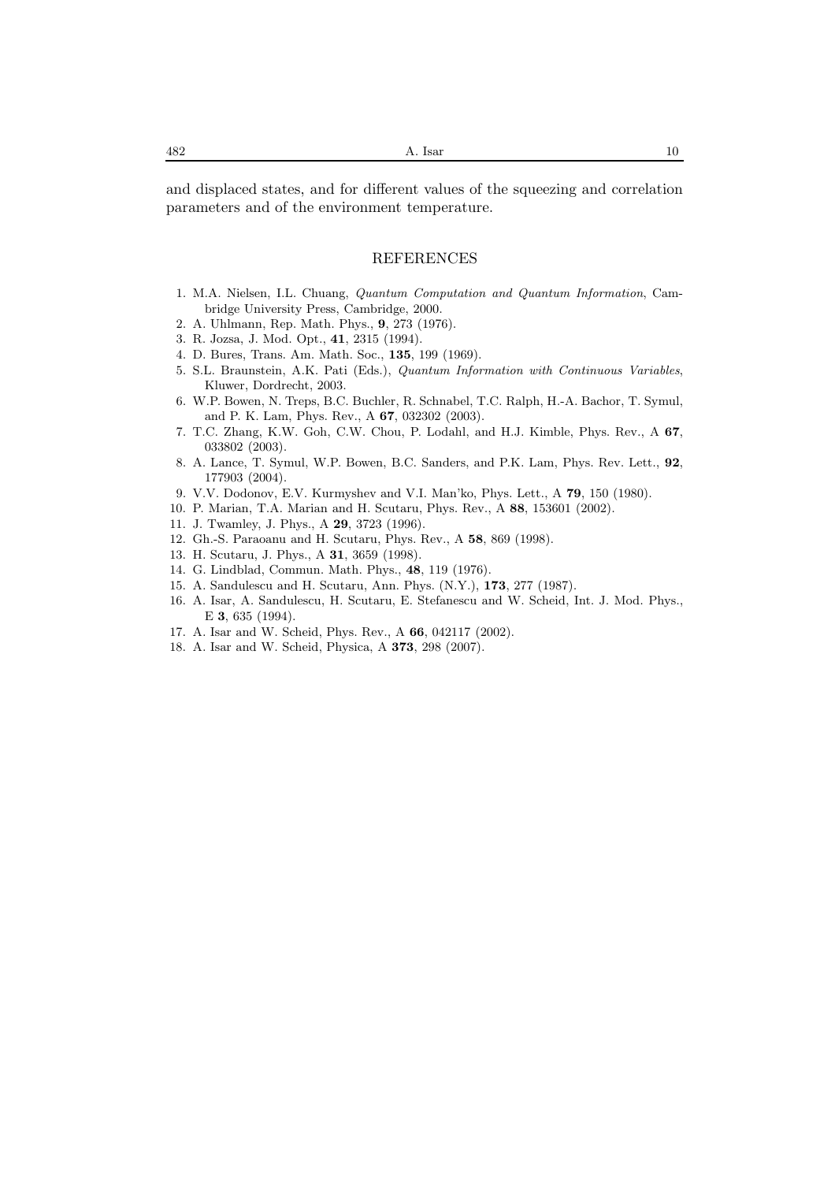and displaced states, and for different values of the squeezing and correlation parameters and of the environment temperature.

## REFERENCES

1. M.A. Nielsen, I.L. Chuang, *Quantum Computation and Quantum Information*, Cambridge University Press, Cambridge, 2000.
2. A. Uhlmann, Rep. Math. Phys., **9**, 273 (1976).
3. R. Jozsa, J. Mod. Opt., **41**, 2315 (1994).
4. D. Bures, Trans. Am. Math. Soc., **135**, 199 (1969).
5. S.L. Braunstein, A.K. Pati (Eds.), *Quantum Information with Continuous Variables*, Kluwer, Dordrecht, 2003.
6. W.P. Bowen, N. Treps, B.C. Buchler, R. Schnabel, T.C. Ralph, H.-A. Bachor, T. Symul, and P. K. Lam, Phys. Rev., A **67**, 032302 (2003).
7. T.C. Zhang, K.W. Goh, C.W. Chou, P. Lodahl, and H.J. Kimble, Phys. Rev., A **67**, 033802 (2003).
8. A. Lance, T. Symul, W.P. Bowen, B.C. Sanders, and P.K. Lam, Phys. Rev. Lett., **92**, 177903 (2004).
9. V.V. Dodonov, E.V. Kurmyshev and V.I. Man'ko, Phys. Lett., A **79**, 150 (1980).
10. P. Marian, T.A. Marian and H. Scutaru, Phys. Rev., A **88**, 153601 (2002).
11. J. Twamley, J. Phys., A **29**, 3723 (1996).
12. Gh.-S. Paraoanu and H. Scutaru, Phys. Rev., A **58**, 869 (1998).
13. H. Scutaru, J. Phys., A **31**, 3659 (1998).
14. G. Lindblad, Commun. Math. Phys., **48**, 119 (1976).
15. A. Sandulescu and H. Scutaru, Ann. Phys. (N.Y.), **173**, 277 (1987).
16. A. Isar, A. Sandulescu, H. Scutaru, E. Stefanescu and W. Scheid, Int. J. Mod. Phys., E **3**, 635 (1994).
17. A. Isar and W. Scheid, Phys. Rev., A **66**, 042117 (2002).
18. A. Isar and W. Scheid, Physica, A **373**, 298 (2007).